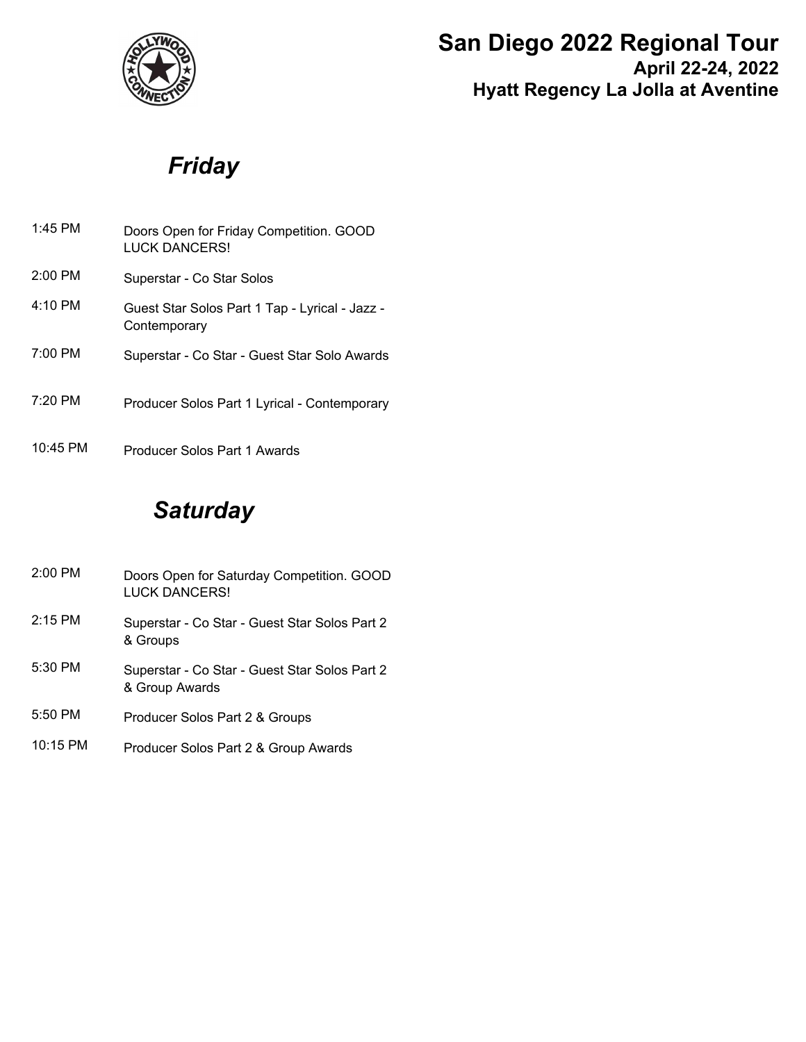# San Diego 2022 Regional Tour

**April 22-24, 2022**

**Hyatt Regency La Jolla at Aventine**

## *Friday*

| Time | Event |
|---|---|
| 1:45 PM | Doors Open for Friday Competition. GOOD LUCK DANCERS! |
| 2:00 PM | Superstar - Co Star Solos |
| 4:10 PM | Guest Star Solos Part 1 Tap - Lyrical - Jazz - Contemporary |
| 7:00 PM | Superstar - Co Star - Guest Star Solo Awards |
| 7:20 PM | Producer Solos Part 1 Lyrical - Contemporary |
| 10:45 PM | Producer Solos Part 1 Awards |

## *Saturday*

| Time | Event |
|---|---|
| 2:00 PM | Doors Open for Saturday Competition. GOOD LUCK DANCERS! |
| 2:15 PM | Superstar - Co Star - Guest Star Solos Part 2 & Groups |
| 5:30 PM | Superstar - Co Star - Guest Star Solos Part 2 & Group Awards |
| 5:50 PM | Producer Solos Part 2 & Groups |
| 10:15 PM | Producer Solos Part 2 & Group Awards |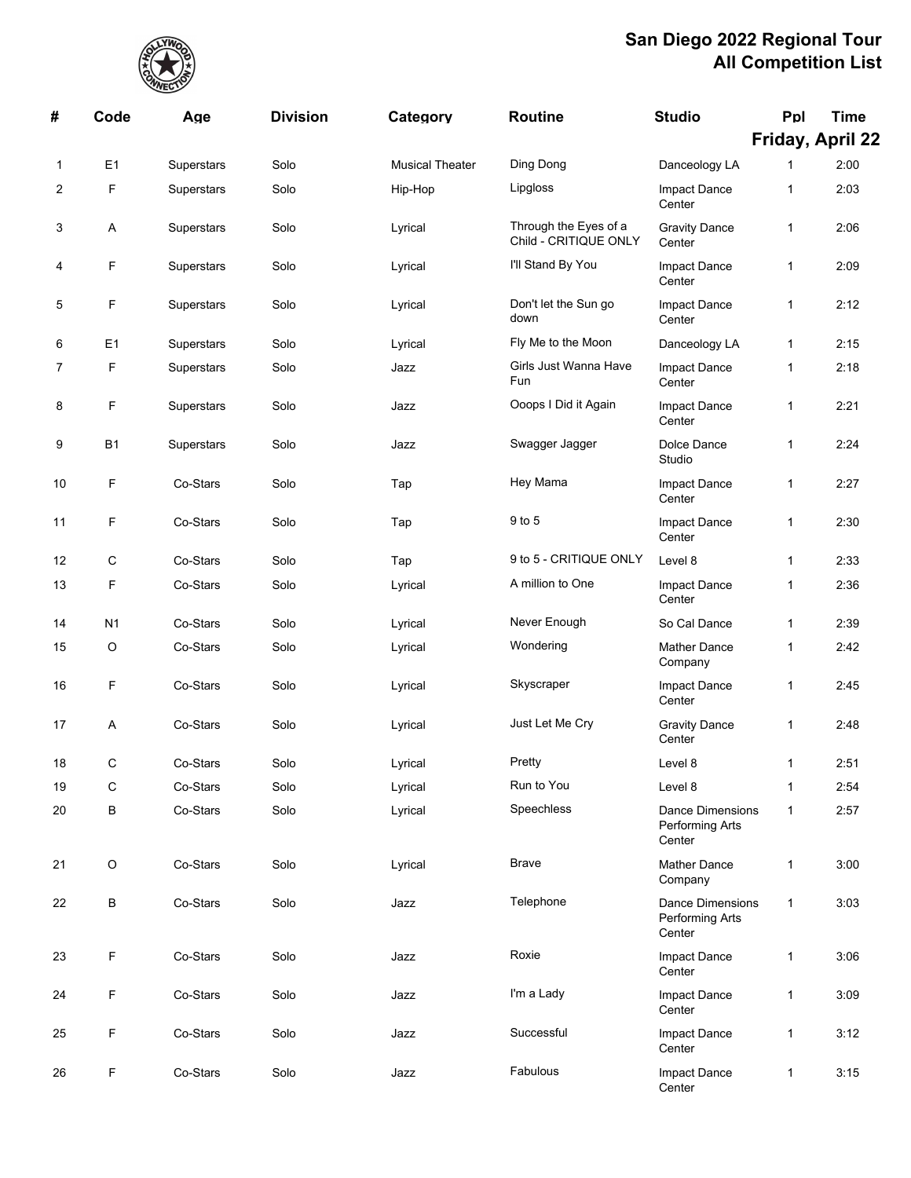# San Diego 2022 Regional Tour
## All Competition List

### Friday, April 22

| # | Code | Age | Division | Category | Routine | Studio | Ppl | Time |
|---|---|---|---|---|---|---|---|---|
| 1 | E1 | Superstars | Solo | Musical Theater | Ding Dong | Danceology LA | 1 | 2:00 |
| 2 | F | Superstars | Solo | Hip-Hop | Lipgloss | Impact Dance Center | 1 | 2:03 |
| 3 | A | Superstars | Solo | Lyrical | Through the Eyes of a Child - CRITIQUE ONLY | Gravity Dance Center | 1 | 2:06 |
| 4 | F | Superstars | Solo | Lyrical | I'll Stand By You | Impact Dance Center | 1 | 2:09 |
| 5 | F | Superstars | Solo | Lyrical | Don't let the Sun go down | Impact Dance Center | 1 | 2:12 |
| 6 | E1 | Superstars | Solo | Lyrical | Fly Me to the Moon | Danceology LA | 1 | 2:15 |
| 7 | F | Superstars | Solo | Jazz | Girls Just Wanna Have Fun | Impact Dance Center | 1 | 2:18 |
| 8 | F | Superstars | Solo | Jazz | Ooops I Did it Again | Impact Dance Center | 1 | 2:21 |
| 9 | B1 | Superstars | Solo | Jazz | Swagger Jagger | Dolce Dance Studio | 1 | 2:24 |
| 10 | F | Co-Stars | Solo | Tap | Hey Mama | Impact Dance Center | 1 | 2:27 |
| 11 | F | Co-Stars | Solo | Tap | 9 to 5 | Impact Dance Center | 1 | 2:30 |
| 12 | C | Co-Stars | Solo | Tap | 9 to 5 - CRITIQUE ONLY | Level 8 | 1 | 2:33 |
| 13 | F | Co-Stars | Solo | Lyrical | A million to One | Impact Dance Center | 1 | 2:36 |
| 14 | N1 | Co-Stars | Solo | Lyrical | Never Enough | So Cal Dance | 1 | 2:39 |
| 15 | O | Co-Stars | Solo | Lyrical | Wondering | Mather Dance Company | 1 | 2:42 |
| 16 | F | Co-Stars | Solo | Lyrical | Skyscraper | Impact Dance Center | 1 | 2:45 |
| 17 | A | Co-Stars | Solo | Lyrical | Just Let Me Cry | Gravity Dance Center | 1 | 2:48 |
| 18 | C | Co-Stars | Solo | Lyrical | Pretty | Level 8 | 1 | 2:51 |
| 19 | C | Co-Stars | Solo | Lyrical | Run to You | Level 8 | 1 | 2:54 |
| 20 | B | Co-Stars | Solo | Lyrical | Speechless | Dance Dimensions Performing Arts Center | 1 | 2:57 |
| 21 | O | Co-Stars | Solo | Lyrical | Brave | Mather Dance Company | 1 | 3:00 |
| 22 | B | Co-Stars | Solo | Jazz | Telephone | Dance Dimensions Performing Arts Center | 1 | 3:03 |
| 23 | F | Co-Stars | Solo | Jazz | Roxie | Impact Dance Center | 1 | 3:06 |
| 24 | F | Co-Stars | Solo | Jazz | I'm a Lady | Impact Dance Center | 1 | 3:09 |
| 25 | F | Co-Stars | Solo | Jazz | Successful | Impact Dance Center | 1 | 3:12 |
| 26 | F | Co-Stars | Solo | Jazz | Fabulous | Impact Dance Center | 1 | 3:15 |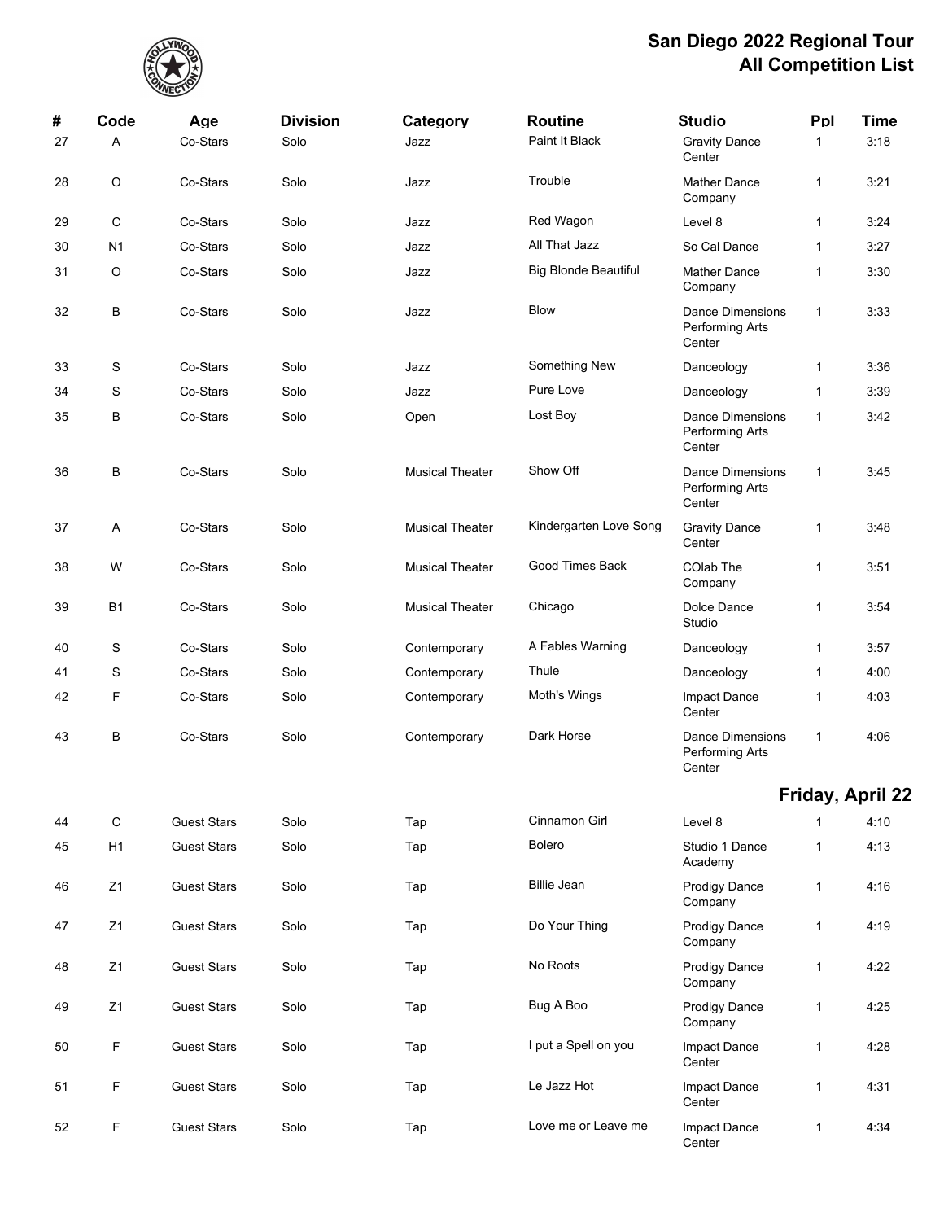## San Diego 2022 Regional Tour
## All Competition List

| # | Code | Age | Division | Category | Routine | Studio | Ppl | Time |
|---|---|---|---|---|---|---|---|---|
| 27 | A | Co-Stars | Solo | Jazz | Paint It Black | Gravity Dance Center | 1 | 3:18 |
| 28 | O | Co-Stars | Solo | Jazz | Trouble | Mather Dance Company | 1 | 3:21 |
| 29 | C | Co-Stars | Solo | Jazz | Red Wagon | Level 8 | 1 | 3:24 |
| 30 | N1 | Co-Stars | Solo | Jazz | All That Jazz | So Cal Dance | 1 | 3:27 |
| 31 | O | Co-Stars | Solo | Jazz | Big Blonde Beautiful | Mather Dance Company | 1 | 3:30 |
| 32 | B | Co-Stars | Solo | Jazz | Blow | Dance Dimensions Performing Arts Center | 1 | 3:33 |
| 33 | S | Co-Stars | Solo | Jazz | Something New | Danceology | 1 | 3:36 |
| 34 | S | Co-Stars | Solo | Jazz | Pure Love | Danceology | 1 | 3:39 |
| 35 | B | Co-Stars | Solo | Open | Lost Boy | Dance Dimensions Performing Arts Center | 1 | 3:42 |
| 36 | B | Co-Stars | Solo | Musical Theater | Show Off | Dance Dimensions Performing Arts Center | 1 | 3:45 |
| 37 | A | Co-Stars | Solo | Musical Theater | Kindergarten Love Song | Gravity Dance Center | 1 | 3:48 |
| 38 | W | Co-Stars | Solo | Musical Theater | Good Times Back | COlab The Company | 1 | 3:51 |
| 39 | B1 | Co-Stars | Solo | Musical Theater | Chicago | Dolce Dance Studio | 1 | 3:54 |
| 40 | S | Co-Stars | Solo | Contemporary | A Fables Warning | Danceology | 1 | 3:57 |
| 41 | S | Co-Stars | Solo | Contemporary | Thule | Danceology | 1 | 4:00 |
| 42 | F | Co-Stars | Solo | Contemporary | Moth's Wings | Impact Dance Center | 1 | 4:03 |
| 43 | B | Co-Stars | Solo | Contemporary | Dark Horse | Dance Dimensions Performing Arts Center | 1 | 4:06 |

**Friday, April 22**

| # | Code | Age | Division | Category | Routine | Studio | Ppl | Time |
|---|---|---|---|---|---|---|---|---|
| 44 | C | Guest Stars | Solo | Tap | Cinnamon Girl | Level 8 | 1 | 4:10 |
| 45 | H1 | Guest Stars | Solo | Tap | Bolero | Studio 1 Dance Academy | 1 | 4:13 |
| 46 | Z1 | Guest Stars | Solo | Tap | Billie Jean | Prodigy Dance Company | 1 | 4:16 |
| 47 | Z1 | Guest Stars | Solo | Tap | Do Your Thing | Prodigy Dance Company | 1 | 4:19 |
| 48 | Z1 | Guest Stars | Solo | Tap | No Roots | Prodigy Dance Company | 1 | 4:22 |
| 49 | Z1 | Guest Stars | Solo | Tap | Bug A Boo | Prodigy Dance Company | 1 | 4:25 |
| 50 | F | Guest Stars | Solo | Tap | I put a Spell on you | Impact Dance Center | 1 | 4:28 |
| 51 | F | Guest Stars | Solo | Tap | Le Jazz Hot | Impact Dance Center | 1 | 4:31 |
| 52 | F | Guest Stars | Solo | Tap | Love me or Leave me | Impact Dance Center | 1 | 4:34 |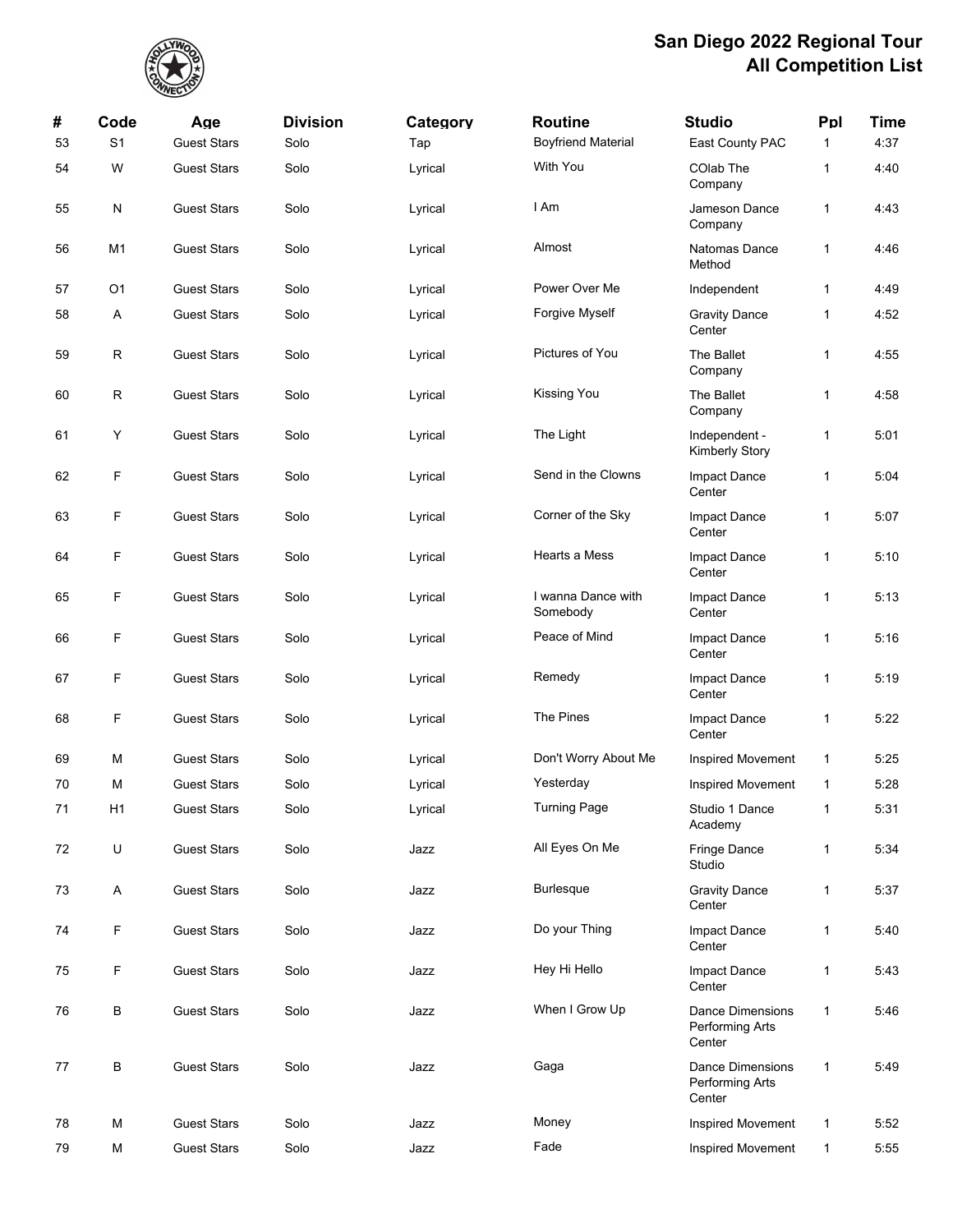# San Diego 2022 Regional Tour
# All Competition List

| # | Code | Age | Division | Category | Routine | Studio | Ppl | Time |
|---|---|---|---|---|---|---|---|---|
| 53 | S1 | Guest Stars | Solo | Tap | Boyfriend Material | East County PAC | 1 | 4:37 |
| 54 | W | Guest Stars | Solo | Lyrical | With You | COlab The Company | 1 | 4:40 |
| 55 | N | Guest Stars | Solo | Lyrical | I Am | Jameson Dance Company | 1 | 4:43 |
| 56 | M1 | Guest Stars | Solo | Lyrical | Almost | Natomas Dance Method | 1 | 4:46 |
| 57 | O1 | Guest Stars | Solo | Lyrical | Power Over Me | Independent | 1 | 4:49 |
| 58 | A | Guest Stars | Solo | Lyrical | Forgive Myself | Gravity Dance Center | 1 | 4:52 |
| 59 | R | Guest Stars | Solo | Lyrical | Pictures of You | The Ballet Company | 1 | 4:55 |
| 60 | R | Guest Stars | Solo | Lyrical | Kissing You | The Ballet Company | 1 | 4:58 |
| 61 | Y | Guest Stars | Solo | Lyrical | The Light | Independent - Kimberly Story | 1 | 5:01 |
| 62 | F | Guest Stars | Solo | Lyrical | Send in the Clowns | Impact Dance Center | 1 | 5:04 |
| 63 | F | Guest Stars | Solo | Lyrical | Corner of the Sky | Impact Dance Center | 1 | 5:07 |
| 64 | F | Guest Stars | Solo | Lyrical | Hearts a Mess | Impact Dance Center | 1 | 5:10 |
| 65 | F | Guest Stars | Solo | Lyrical | I wanna Dance with Somebody | Impact Dance Center | 1 | 5:13 |
| 66 | F | Guest Stars | Solo | Lyrical | Peace of Mind | Impact Dance Center | 1 | 5:16 |
| 67 | F | Guest Stars | Solo | Lyrical | Remedy | Impact Dance Center | 1 | 5:19 |
| 68 | F | Guest Stars | Solo | Lyrical | The Pines | Impact Dance Center | 1 | 5:22 |
| 69 | M | Guest Stars | Solo | Lyrical | Don't Worry About Me | Inspired Movement | 1 | 5:25 |
| 70 | M | Guest Stars | Solo | Lyrical | Yesterday | Inspired Movement | 1 | 5:28 |
| 71 | H1 | Guest Stars | Solo | Lyrical | Turning Page | Studio 1 Dance Academy | 1 | 5:31 |
| 72 | U | Guest Stars | Solo | Jazz | All Eyes On Me | Fringe Dance Studio | 1 | 5:34 |
| 73 | A | Guest Stars | Solo | Jazz | Burlesque | Gravity Dance Center | 1 | 5:37 |
| 74 | F | Guest Stars | Solo | Jazz | Do your Thing | Impact Dance Center | 1 | 5:40 |
| 75 | F | Guest Stars | Solo | Jazz | Hey Hi Hello | Impact Dance Center | 1 | 5:43 |
| 76 | B | Guest Stars | Solo | Jazz | When I Grow Up | Dance Dimensions Performing Arts Center | 1 | 5:46 |
| 77 | B | Guest Stars | Solo | Jazz | Gaga | Dance Dimensions Performing Arts Center | 1 | 5:49 |
| 78 | M | Guest Stars | Solo | Jazz | Money | Inspired Movement | 1 | 5:52 |
| 79 | M | Guest Stars | Solo | Jazz | Fade | Inspired Movement | 1 | 5:55 |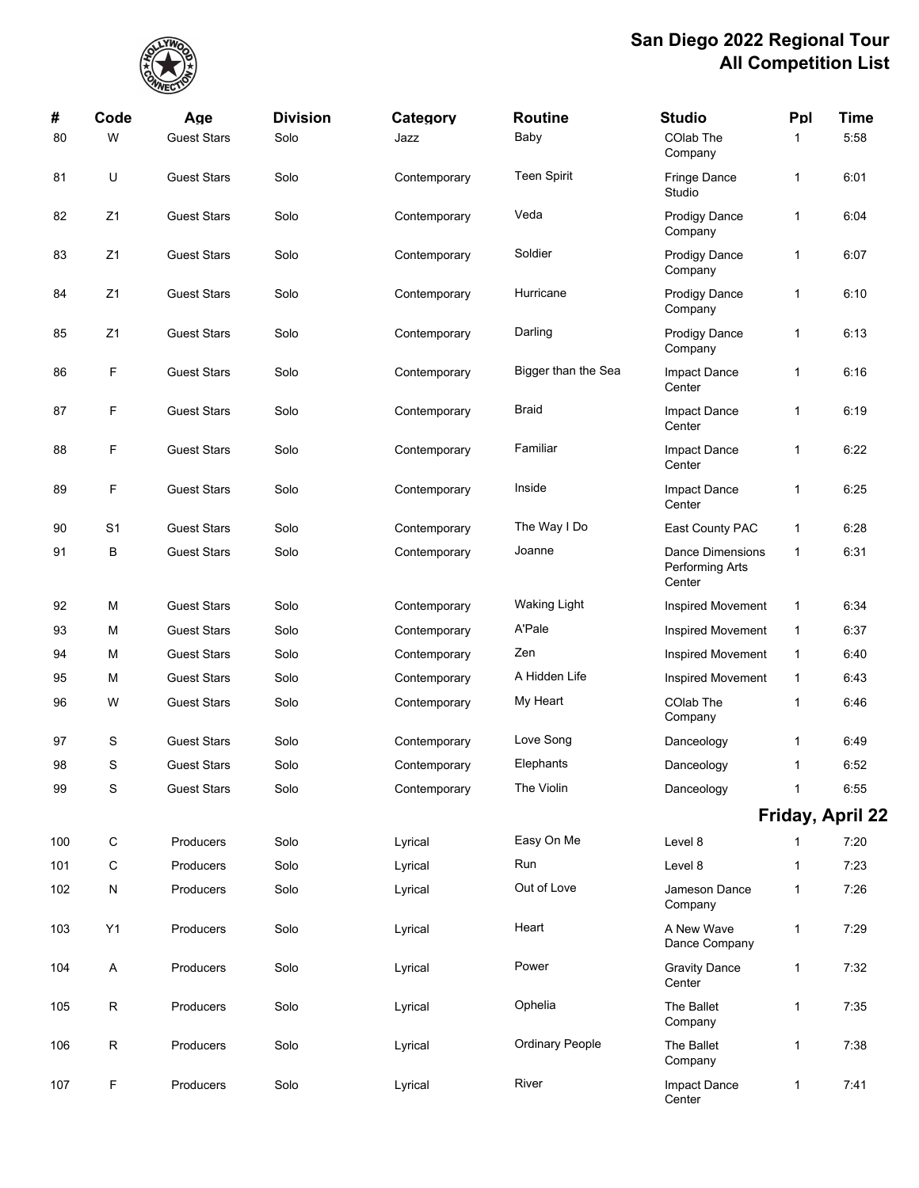# San Diego 2022 Regional Tour
# All Competition List

| # | Code | Age | Division | Category | Routine | Studio | Ppl | Time |
|---|---|---|---|---|---|---|---|---|
| 80 | W | Guest Stars | Solo | Jazz | Baby | COlab The Company | 1 | 5:58 |
| 81 | U | Guest Stars | Solo | Contemporary | Teen Spirit | Fringe Dance Studio | 1 | 6:01 |
| 82 | Z1 | Guest Stars | Solo | Contemporary | Veda | Prodigy Dance Company | 1 | 6:04 |
| 83 | Z1 | Guest Stars | Solo | Contemporary | Soldier | Prodigy Dance Company | 1 | 6:07 |
| 84 | Z1 | Guest Stars | Solo | Contemporary | Hurricane | Prodigy Dance Company | 1 | 6:10 |
| 85 | Z1 | Guest Stars | Solo | Contemporary | Darling | Prodigy Dance Company | 1 | 6:13 |
| 86 | F | Guest Stars | Solo | Contemporary | Bigger than the Sea | Impact Dance Center | 1 | 6:16 |
| 87 | F | Guest Stars | Solo | Contemporary | Braid | Impact Dance Center | 1 | 6:19 |
| 88 | F | Guest Stars | Solo | Contemporary | Familiar | Impact Dance Center | 1 | 6:22 |
| 89 | F | Guest Stars | Solo | Contemporary | Inside | Impact Dance Center | 1 | 6:25 |
| 90 | S1 | Guest Stars | Solo | Contemporary | The Way I Do | East County PAC | 1 | 6:28 |
| 91 | B | Guest Stars | Solo | Contemporary | Joanne | Dance Dimensions Performing Arts Center | 1 | 6:31 |
| 92 | M | Guest Stars | Solo | Contemporary | Waking Light | Inspired Movement | 1 | 6:34 |
| 93 | M | Guest Stars | Solo | Contemporary | A'Pale | Inspired Movement | 1 | 6:37 |
| 94 | M | Guest Stars | Solo | Contemporary | Zen | Inspired Movement | 1 | 6:40 |
| 95 | M | Guest Stars | Solo | Contemporary | A Hidden Life | Inspired Movement | 1 | 6:43 |
| 96 | W | Guest Stars | Solo | Contemporary | My Heart | COlab The Company | 1 | 6:46 |
| 97 | S | Guest Stars | Solo | Contemporary | Love Song | Danceology | 1 | 6:49 |
| 98 | S | Guest Stars | Solo | Contemporary | Elephants | Danceology | 1 | 6:52 |
| 99 | S | Guest Stars | Solo | Contemporary | The Violin | Danceology | 1 | 6:55 |

## Friday, April 22

| # | Code | Age | Division | Category | Routine | Studio | Ppl | Time |
|---|---|---|---|---|---|---|---|---|
| 100 | C | Producers | Solo | Lyrical | Easy On Me | Level 8 | 1 | 7:20 |
| 101 | C | Producers | Solo | Lyrical | Run | Level 8 | 1 | 7:23 |
| 102 | N | Producers | Solo | Lyrical | Out of Love | Jameson Dance Company | 1 | 7:26 |
| 103 | Y1 | Producers | Solo | Lyrical | Heart | A New Wave Dance Company | 1 | 7:29 |
| 104 | A | Producers | Solo | Lyrical | Power | Gravity Dance Center | 1 | 7:32 |
| 105 | R | Producers | Solo | Lyrical | Ophelia | The Ballet Company | 1 | 7:35 |
| 106 | R | Producers | Solo | Lyrical | Ordinary People | The Ballet Company | 1 | 7:38 |
| 107 | F | Producers | Solo | Lyrical | River | Impact Dance Center | 1 | 7:41 |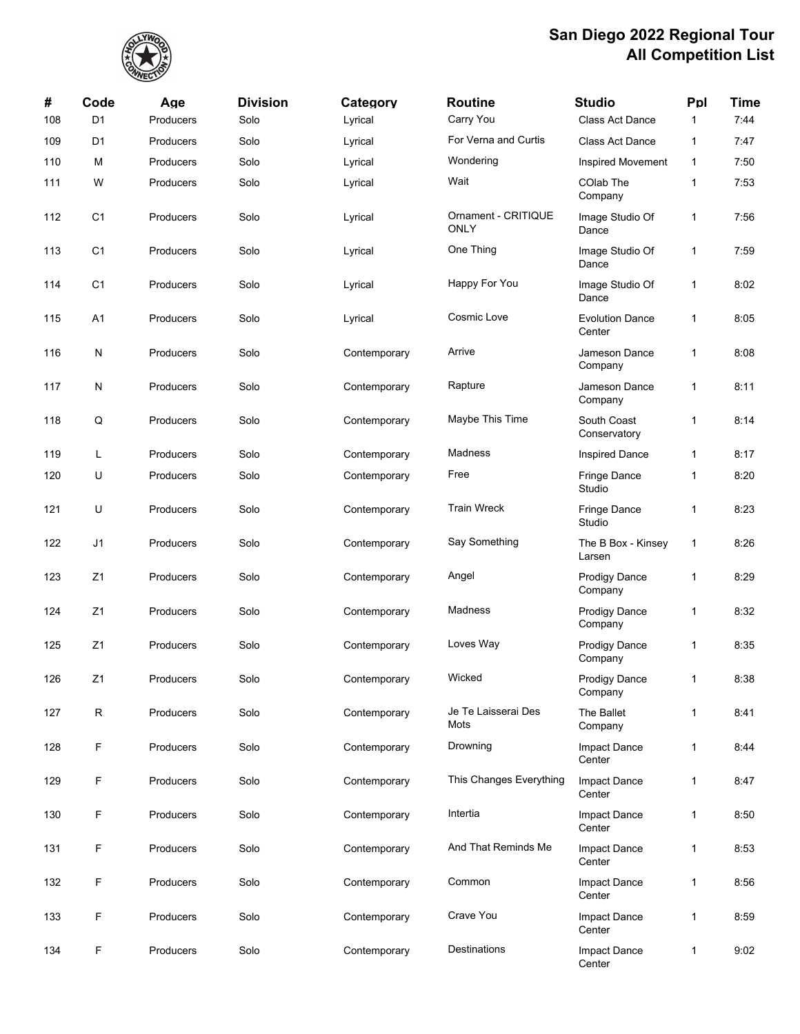# San Diego 2022 Regional Tour
## All Competition List

| # | Code | Age | Division | Category | Routine | Studio | Ppl | Time |
|---|---|---|---|---|---|---|---|---|
| 108 | D1 | Producers | Solo | Lyrical | Carry You | Class Act Dance | 1 | 7:44 |
| 109 | D1 | Producers | Solo | Lyrical | For Verna and Curtis | Class Act Dance | 1 | 7:47 |
| 110 | M | Producers | Solo | Lyrical | Wondering | Inspired Movement | 1 | 7:50 |
| 111 | W | Producers | Solo | Lyrical | Wait | COlab The Company | 1 | 7:53 |
| 112 | C1 | Producers | Solo | Lyrical | Ornament - CRITIQUE ONLY | Image Studio Of Dance | 1 | 7:56 |
| 113 | C1 | Producers | Solo | Lyrical | One Thing | Image Studio Of Dance | 1 | 7:59 |
| 114 | C1 | Producers | Solo | Lyrical | Happy For You | Image Studio Of Dance | 1 | 8:02 |
| 115 | A1 | Producers | Solo | Lyrical | Cosmic Love | Evolution Dance Center | 1 | 8:05 |
| 116 | N | Producers | Solo | Contemporary | Arrive | Jameson Dance Company | 1 | 8:08 |
| 117 | N | Producers | Solo | Contemporary | Rapture | Jameson Dance Company | 1 | 8:11 |
| 118 | Q | Producers | Solo | Contemporary | Maybe This Time | South Coast Conservatory | 1 | 8:14 |
| 119 | L | Producers | Solo | Contemporary | Madness | Inspired Dance | 1 | 8:17 |
| 120 | U | Producers | Solo | Contemporary | Free | Fringe Dance Studio | 1 | 8:20 |
| 121 | U | Producers | Solo | Contemporary | Train Wreck | Fringe Dance Studio | 1 | 8:23 |
| 122 | J1 | Producers | Solo | Contemporary | Say Something | The B Box - Kinsey Larsen | 1 | 8:26 |
| 123 | Z1 | Producers | Solo | Contemporary | Angel | Prodigy Dance Company | 1 | 8:29 |
| 124 | Z1 | Producers | Solo | Contemporary | Madness | Prodigy Dance Company | 1 | 8:32 |
| 125 | Z1 | Producers | Solo | Contemporary | Loves Way | Prodigy Dance Company | 1 | 8:35 |
| 126 | Z1 | Producers | Solo | Contemporary | Wicked | Prodigy Dance Company | 1 | 8:38 |
| 127 | R | Producers | Solo | Contemporary | Je Te Laisserai Des Mots | The Ballet Company | 1 | 8:41 |
| 128 | F | Producers | Solo | Contemporary | Drowning | Impact Dance Center | 1 | 8:44 |
| 129 | F | Producers | Solo | Contemporary | This Changes Everything | Impact Dance Center | 1 | 8:47 |
| 130 | F | Producers | Solo | Contemporary | Intertia | Impact Dance Center | 1 | 8:50 |
| 131 | F | Producers | Solo | Contemporary | And That Reminds Me | Impact Dance Center | 1 | 8:53 |
| 132 | F | Producers | Solo | Contemporary | Common | Impact Dance Center | 1 | 8:56 |
| 133 | F | Producers | Solo | Contemporary | Crave You | Impact Dance Center | 1 | 8:59 |
| 134 | F | Producers | Solo | Contemporary | Destinations | Impact Dance Center | 1 | 9:02 |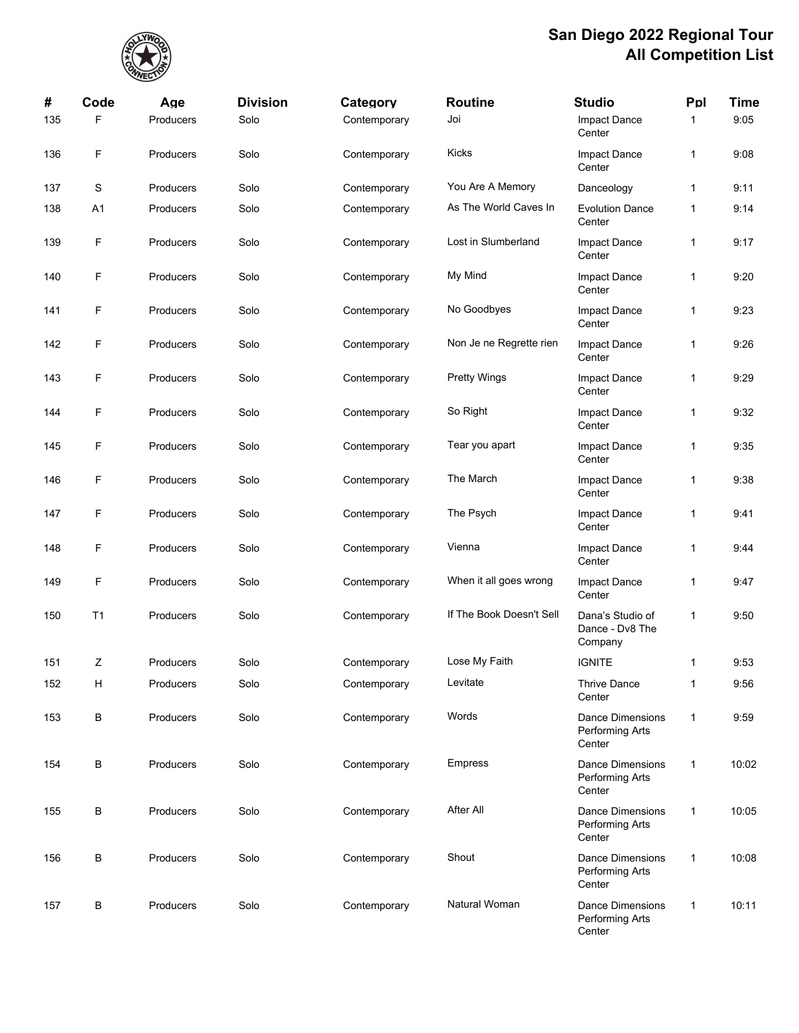# San Diego 2022 Regional Tour
## All Competition List

| # | Code | Age | Division | Category | Routine | Studio | Ppl | Time |
|---|---|---|---|---|---|---|---|---|
| 135 | F | Producers | Solo | Contemporary | Joi | Impact Dance Center | 1 | 9:05 |
| 136 | F | Producers | Solo | Contemporary | Kicks | Impact Dance Center | 1 | 9:08 |
| 137 | S | Producers | Solo | Contemporary | You Are A Memory | Danceology | 1 | 9:11 |
| 138 | A1 | Producers | Solo | Contemporary | As The World Caves In | Evolution Dance Center | 1 | 9:14 |
| 139 | F | Producers | Solo | Contemporary | Lost in Slumberland | Impact Dance Center | 1 | 9:17 |
| 140 | F | Producers | Solo | Contemporary | My Mind | Impact Dance Center | 1 | 9:20 |
| 141 | F | Producers | Solo | Contemporary | No Goodbyes | Impact Dance Center | 1 | 9:23 |
| 142 | F | Producers | Solo | Contemporary | Non Je ne Regrette rien | Impact Dance Center | 1 | 9:26 |
| 143 | F | Producers | Solo | Contemporary | Pretty Wings | Impact Dance Center | 1 | 9:29 |
| 144 | F | Producers | Solo | Contemporary | So Right | Impact Dance Center | 1 | 9:32 |
| 145 | F | Producers | Solo | Contemporary | Tear you apart | Impact Dance Center | 1 | 9:35 |
| 146 | F | Producers | Solo | Contemporary | The March | Impact Dance Center | 1 | 9:38 |
| 147 | F | Producers | Solo | Contemporary | The Psych | Impact Dance Center | 1 | 9:41 |
| 148 | F | Producers | Solo | Contemporary | Vienna | Impact Dance Center | 1 | 9:44 |
| 149 | F | Producers | Solo | Contemporary | When it all goes wrong | Impact Dance Center | 1 | 9:47 |
| 150 | T1 | Producers | Solo | Contemporary | If The Book Doesn't Sell | Dana's Studio of Dance - Dv8 The Company | 1 | 9:50 |
| 151 | Z | Producers | Solo | Contemporary | Lose My Faith | IGNITE | 1 | 9:53 |
| 152 | H | Producers | Solo | Contemporary | Levitate | Thrive Dance Center | 1 | 9:56 |
| 153 | B | Producers | Solo | Contemporary | Words | Dance Dimensions Performing Arts Center | 1 | 9:59 |
| 154 | B | Producers | Solo | Contemporary | Empress | Dance Dimensions Performing Arts Center | 1 | 10:02 |
| 155 | B | Producers | Solo | Contemporary | After All | Dance Dimensions Performing Arts Center | 1 | 10:05 |
| 156 | B | Producers | Solo | Contemporary | Shout | Dance Dimensions Performing Arts Center | 1 | 10:08 |
| 157 | B | Producers | Solo | Contemporary | Natural Woman | Dance Dimensions Performing Arts Center | 1 | 10:11 |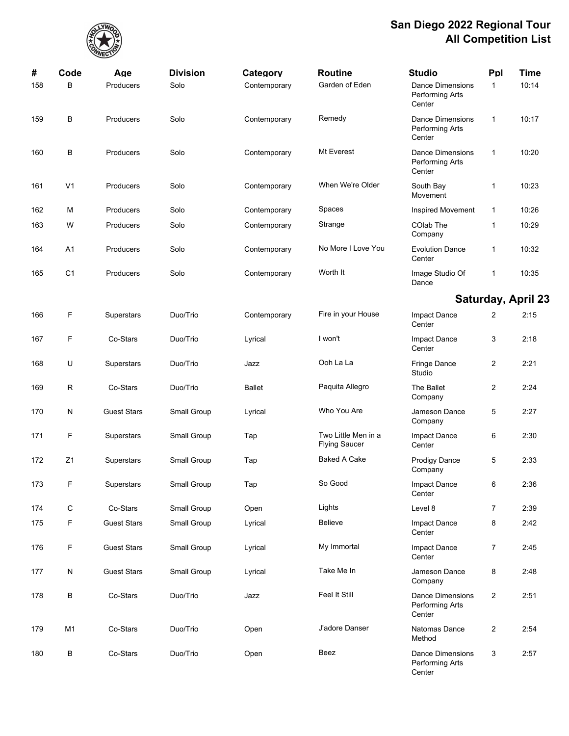## San Diego 2022 Regional Tour
## All Competition List

| # | Code | Age | Division | Category | Routine | Studio | Ppl | Time |
|---|---|---|---|---|---|---|---|---|
| 158 | B | Producers | Solo | Contemporary | Garden of Eden | Dance Dimensions Performing Arts Center | 1 | 10:14 |
| 159 | B | Producers | Solo | Contemporary | Remedy | Dance Dimensions Performing Arts Center | 1 | 10:17 |
| 160 | B | Producers | Solo | Contemporary | Mt Everest | Dance Dimensions Performing Arts Center | 1 | 10:20 |
| 161 | V1 | Producers | Solo | Contemporary | When We're Older | South Bay Movement | 1 | 10:23 |
| 162 | M | Producers | Solo | Contemporary | Spaces | Inspired Movement | 1 | 10:26 |
| 163 | W | Producers | Solo | Contemporary | Strange | COlab The Company | 1 | 10:29 |
| 164 | A1 | Producers | Solo | Contemporary | No More I Love You | Evolution Dance Center | 1 | 10:32 |
| 165 | C1 | Producers | Solo | Contemporary | Worth It | Image Studio Of Dance | 1 | 10:35 |

### Saturday, April 23

| # | Code | Age | Division | Category | Routine | Studio | Ppl | Time |
|---|---|---|---|---|---|---|---|---|
| 166 | F | Superstars | Duo/Trio | Contemporary | Fire in your House | Impact Dance Center | 2 | 2:15 |
| 167 | F | Co-Stars | Duo/Trio | Lyrical | I won't | Impact Dance Center | 3 | 2:18 |
| 168 | U | Superstars | Duo/Trio | Jazz | Ooh La La | Fringe Dance Studio | 2 | 2:21 |
| 169 | R | Co-Stars | Duo/Trio | Ballet | Paquita Allegro | The Ballet Company | 2 | 2:24 |
| 170 | N | Guest Stars | Small Group | Lyrical | Who You Are | Jameson Dance Company | 5 | 2:27 |
| 171 | F | Superstars | Small Group | Tap | Two Little Men in a Flying Saucer | Impact Dance Center | 6 | 2:30 |
| 172 | Z1 | Superstars | Small Group | Tap | Baked A Cake | Prodigy Dance Company | 5 | 2:33 |
| 173 | F | Superstars | Small Group | Tap | So Good | Impact Dance Center | 6 | 2:36 |
| 174 | C | Co-Stars | Small Group | Open | Lights | Level 8 | 7 | 2:39 |
| 175 | F | Guest Stars | Small Group | Lyrical | Believe | Impact Dance Center | 8 | 2:42 |
| 176 | F | Guest Stars | Small Group | Lyrical | My Immortal | Impact Dance Center | 7 | 2:45 |
| 177 | N | Guest Stars | Small Group | Lyrical | Take Me In | Jameson Dance Company | 8 | 2:48 |
| 178 | B | Co-Stars | Duo/Trio | Jazz | Feel It Still | Dance Dimensions Performing Arts Center | 2 | 2:51 |
| 179 | M1 | Co-Stars | Duo/Trio | Open | J'adore Danser | Natomas Dance Method | 2 | 2:54 |
| 180 | B | Co-Stars | Duo/Trio | Open | Beez | Dance Dimensions Performing Arts Center | 3 | 2:57 |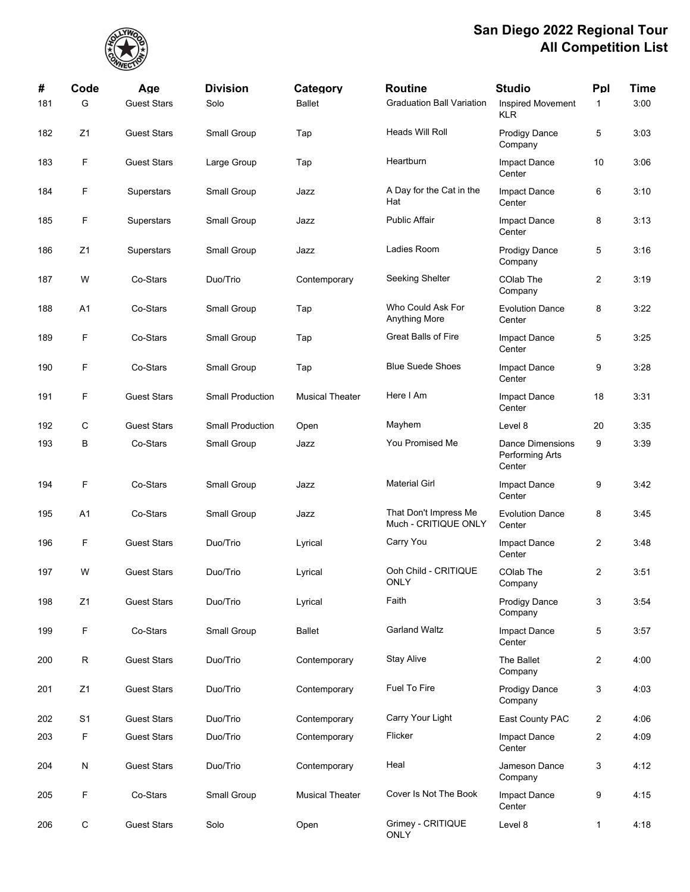# San Diego 2022 Regional Tour
# All Competition List

| # | Code | Age | Division | Category | Routine | Studio | Ppl | Time |
|---|---|---|---|---|---|---|---|---|
| 181 | G | Guest Stars | Solo | Ballet | Graduation Ball Variation | Inspired Movement KLR | 1 | 3:00 |
| 182 | Z1 | Guest Stars | Small Group | Tap | Heads Will Roll | Prodigy Dance Company | 5 | 3:03 |
| 183 | F | Guest Stars | Large Group | Tap | Heartburn | Impact Dance Center | 10 | 3:06 |
| 184 | F | Superstars | Small Group | Jazz | A Day for the Cat in the Hat | Impact Dance Center | 6 | 3:10 |
| 185 | F | Superstars | Small Group | Jazz | Public Affair | Impact Dance Center | 8 | 3:13 |
| 186 | Z1 | Superstars | Small Group | Jazz | Ladies Room | Prodigy Dance Company | 5 | 3:16 |
| 187 | W | Co-Stars | Duo/Trio | Contemporary | Seeking Shelter | COlab The Company | 2 | 3:19 |
| 188 | A1 | Co-Stars | Small Group | Tap | Who Could Ask For Anything More | Evolution Dance Center | 8 | 3:22 |
| 189 | F | Co-Stars | Small Group | Tap | Great Balls of Fire | Impact Dance Center | 5 | 3:25 |
| 190 | F | Co-Stars | Small Group | Tap | Blue Suede Shoes | Impact Dance Center | 9 | 3:28 |
| 191 | F | Guest Stars | Small Production | Musical Theater | Here I Am | Impact Dance Center | 18 | 3:31 |
| 192 | C | Guest Stars | Small Production | Open | Mayhem | Level 8 | 20 | 3:35 |
| 193 | B | Co-Stars | Small Group | Jazz | You Promised Me | Dance Dimensions Performing Arts Center | 9 | 3:39 |
| 194 | F | Co-Stars | Small Group | Jazz | Material Girl | Impact Dance Center | 9 | 3:42 |
| 195 | A1 | Co-Stars | Small Group | Jazz | That Don't Impress Me Much - CRITIQUE ONLY | Evolution Dance Center | 8 | 3:45 |
| 196 | F | Guest Stars | Duo/Trio | Lyrical | Carry You | Impact Dance Center | 2 | 3:48 |
| 197 | W | Guest Stars | Duo/Trio | Lyrical | Ooh Child - CRITIQUE ONLY | COlab The Company | 2 | 3:51 |
| 198 | Z1 | Guest Stars | Duo/Trio | Lyrical | Faith | Prodigy Dance Company | 3 | 3:54 |
| 199 | F | Co-Stars | Small Group | Ballet | Garland Waltz | Impact Dance Center | 5 | 3:57 |
| 200 | R | Guest Stars | Duo/Trio | Contemporary | Stay Alive | The Ballet Company | 2 | 4:00 |
| 201 | Z1 | Guest Stars | Duo/Trio | Contemporary | Fuel To Fire | Prodigy Dance Company | 3 | 4:03 |
| 202 | S1 | Guest Stars | Duo/Trio | Contemporary | Carry Your Light | East County PAC | 2 | 4:06 |
| 203 | F | Guest Stars | Duo/Trio | Contemporary | Flicker | Impact Dance Center | 2 | 4:09 |
| 204 | N | Guest Stars | Duo/Trio | Contemporary | Heal | Jameson Dance Company | 3 | 4:12 |
| 205 | F | Co-Stars | Small Group | Musical Theater | Cover Is Not The Book | Impact Dance Center | 9 | 4:15 |
| 206 | C | Guest Stars | Solo | Open | Grimey - CRITIQUE ONLY | Level 8 | 1 | 4:18 |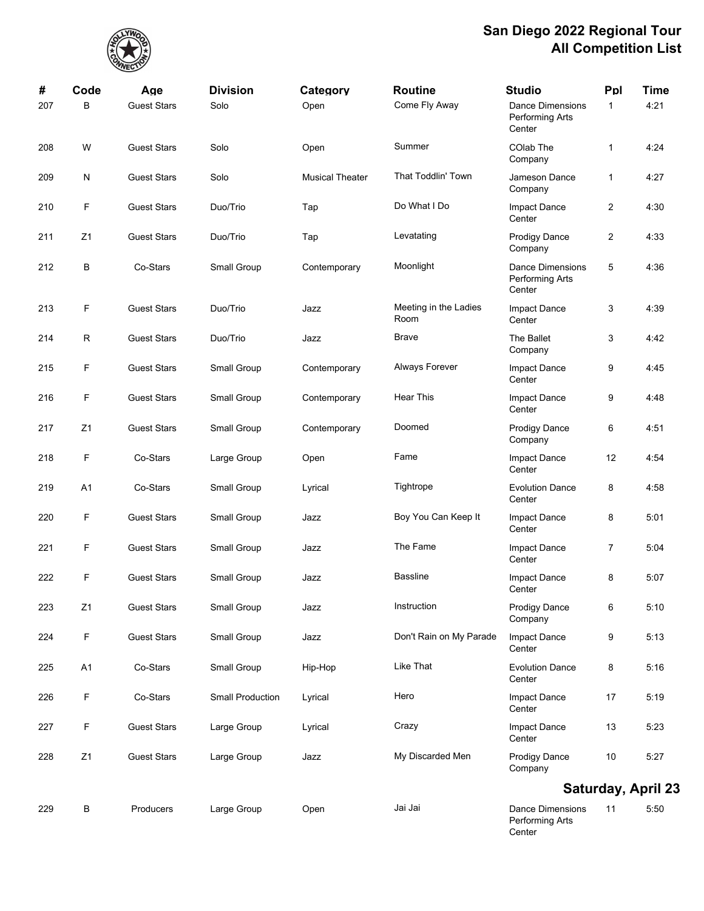# San Diego 2022 Regional Tour
# All Competition List

| # | Code | Age | Division | Category | Routine | Studio | Ppl | Time |
|---|---|---|---|---|---|---|---|---|
| 207 | B | Guest Stars | Solo | Open | Come Fly Away | Dance Dimensions Performing Arts Center | 1 | 4:21 |
| 208 | W | Guest Stars | Solo | Open | Summer | COlab The Company | 1 | 4:24 |
| 209 | N | Guest Stars | Solo | Musical Theater | That Toddlin' Town | Jameson Dance Company | 1 | 4:27 |
| 210 | F | Guest Stars | Duo/Trio | Tap | Do What I Do | Impact Dance Center | 2 | 4:30 |
| 211 | Z1 | Guest Stars | Duo/Trio | Tap | Levatating | Prodigy Dance Company | 2 | 4:33 |
| 212 | B | Co-Stars | Small Group | Contemporary | Moonlight | Dance Dimensions Performing Arts Center | 5 | 4:36 |
| 213 | F | Guest Stars | Duo/Trio | Jazz | Meeting in the Ladies Room | Impact Dance Center | 3 | 4:39 |
| 214 | R | Guest Stars | Duo/Trio | Jazz | Brave | The Ballet Company | 3 | 4:42 |
| 215 | F | Guest Stars | Small Group | Contemporary | Always Forever | Impact Dance Center | 9 | 4:45 |
| 216 | F | Guest Stars | Small Group | Contemporary | Hear This | Impact Dance Center | 9 | 4:48 |
| 217 | Z1 | Guest Stars | Small Group | Contemporary | Doomed | Prodigy Dance Company | 6 | 4:51 |
| 218 | F | Co-Stars | Large Group | Open | Fame | Impact Dance Center | 12 | 4:54 |
| 219 | A1 | Co-Stars | Small Group | Lyrical | Tightrope | Evolution Dance Center | 8 | 4:58 |
| 220 | F | Guest Stars | Small Group | Jazz | Boy You Can Keep It | Impact Dance Center | 8 | 5:01 |
| 221 | F | Guest Stars | Small Group | Jazz | The Fame | Impact Dance Center | 7 | 5:04 |
| 222 | F | Guest Stars | Small Group | Jazz | Bassline | Impact Dance Center | 8 | 5:07 |
| 223 | Z1 | Guest Stars | Small Group | Jazz | Instruction | Prodigy Dance Company | 6 | 5:10 |
| 224 | F | Guest Stars | Small Group | Jazz | Don't Rain on My Parade | Impact Dance Center | 9 | 5:13 |
| 225 | A1 | Co-Stars | Small Group | Hip-Hop | Like That | Evolution Dance Center | 8 | 5:16 |
| 226 | F | Co-Stars | Small Production | Lyrical | Hero | Impact Dance Center | 17 | 5:19 |
| 227 | F | Guest Stars | Large Group | Lyrical | Crazy | Impact Dance Center | 13 | 5:23 |
| 228 | Z1 | Guest Stars | Large Group | Jazz | My Discarded Men | Prodigy Dance Company | 10 | 5:27 |

## Saturday, April 23

| # | Code | Age | Division | Category | Routine | Studio | Ppl | Time |
|---|---|---|---|---|---|---|---|---|
| 229 | B | Producers | Large Group | Open | Jai Jai | Dance Dimensions Performing Arts Center | 11 | 5:50 |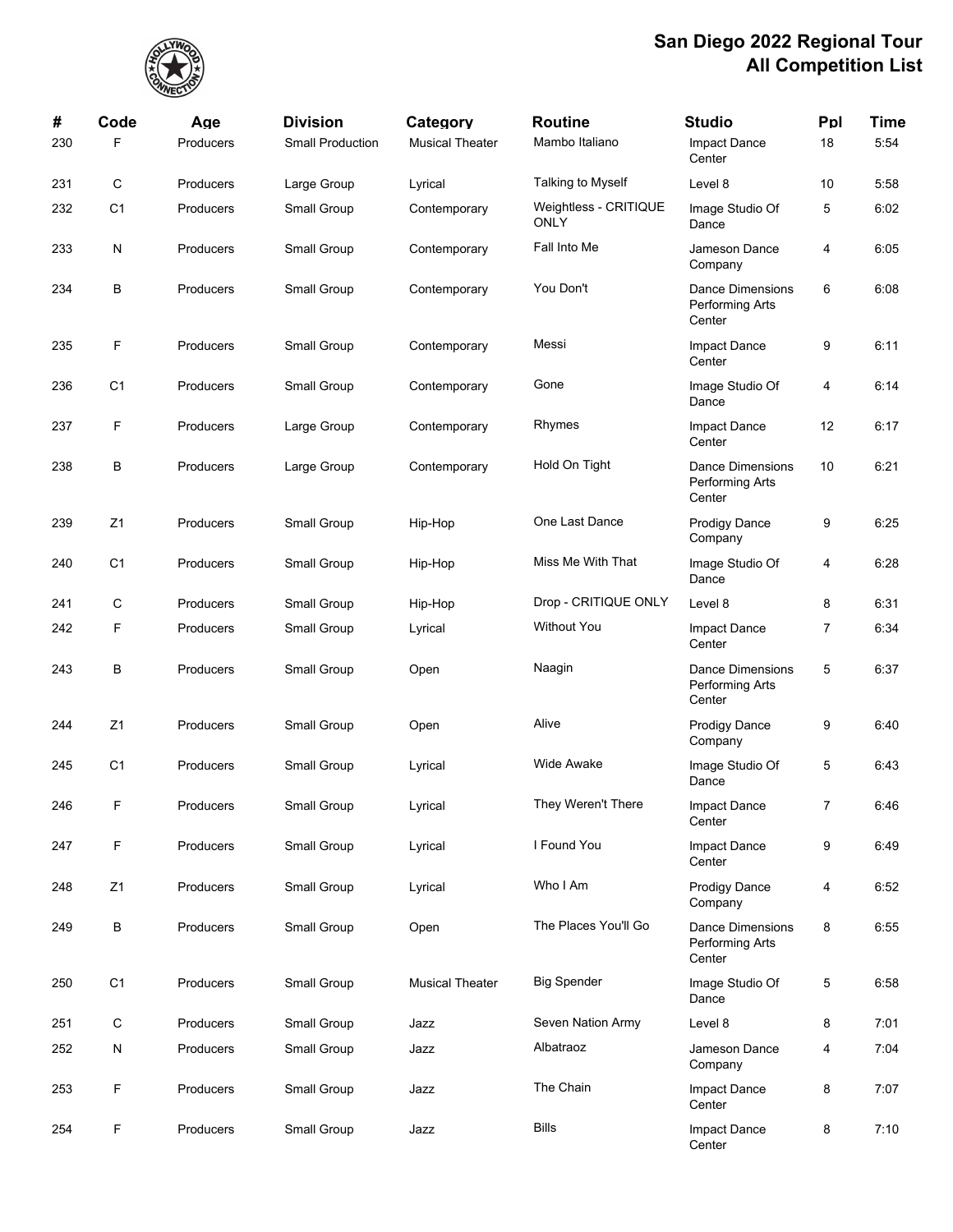# San Diego 2022 Regional Tour
## All Competition List

| # | Code | Age | Division | Category | Routine | Studio | Ppl | Time |
|---|---|---|---|---|---|---|---|---|
| 230 | F | Producers | Small Production | Musical Theater | Mambo Italiano | Impact Dance Center | 18 | 5:54 |
| 231 | C | Producers | Large Group | Lyrical | Talking to Myself | Level 8 | 10 | 5:58 |
| 232 | C1 | Producers | Small Group | Contemporary | Weightless - CRITIQUE ONLY | Image Studio Of Dance | 5 | 6:02 |
| 233 | N | Producers | Small Group | Contemporary | Fall Into Me | Jameson Dance Company | 4 | 6:05 |
| 234 | B | Producers | Small Group | Contemporary | You Don't | Dance Dimensions Performing Arts Center | 6 | 6:08 |
| 235 | F | Producers | Small Group | Contemporary | Messi | Impact Dance Center | 9 | 6:11 |
| 236 | C1 | Producers | Small Group | Contemporary | Gone | Image Studio Of Dance | 4 | 6:14 |
| 237 | F | Producers | Large Group | Contemporary | Rhymes | Impact Dance Center | 12 | 6:17 |
| 238 | B | Producers | Large Group | Contemporary | Hold On Tight | Dance Dimensions Performing Arts Center | 10 | 6:21 |
| 239 | Z1 | Producers | Small Group | Hip-Hop | One Last Dance | Prodigy Dance Company | 9 | 6:25 |
| 240 | C1 | Producers | Small Group | Hip-Hop | Miss Me With That | Image Studio Of Dance | 4 | 6:28 |
| 241 | C | Producers | Small Group | Hip-Hop | Drop - CRITIQUE ONLY | Level 8 | 8 | 6:31 |
| 242 | F | Producers | Small Group | Lyrical | Without You | Impact Dance Center | 7 | 6:34 |
| 243 | B | Producers | Small Group | Open | Naagin | Dance Dimensions Performing Arts Center | 5 | 6:37 |
| 244 | Z1 | Producers | Small Group | Open | Alive | Prodigy Dance Company | 9 | 6:40 |
| 245 | C1 | Producers | Small Group | Lyrical | Wide Awake | Image Studio Of Dance | 5 | 6:43 |
| 246 | F | Producers | Small Group | Lyrical | They Weren't There | Impact Dance Center | 7 | 6:46 |
| 247 | F | Producers | Small Group | Lyrical | I Found You | Impact Dance Center | 9 | 6:49 |
| 248 | Z1 | Producers | Small Group | Lyrical | Who I Am | Prodigy Dance Company | 4 | 6:52 |
| 249 | B | Producers | Small Group | Open | The Places You'll Go | Dance Dimensions Performing Arts Center | 8 | 6:55 |
| 250 | C1 | Producers | Small Group | Musical Theater | Big Spender | Image Studio Of Dance | 5 | 6:58 |
| 251 | C | Producers | Small Group | Jazz | Seven Nation Army | Level 8 | 8 | 7:01 |
| 252 | N | Producers | Small Group | Jazz | Albatraoz | Jameson Dance Company | 4 | 7:04 |
| 253 | F | Producers | Small Group | Jazz | The Chain | Impact Dance Center | 8 | 7:07 |
| 254 | F | Producers | Small Group | Jazz | Bills | Impact Dance Center | 8 | 7:10 |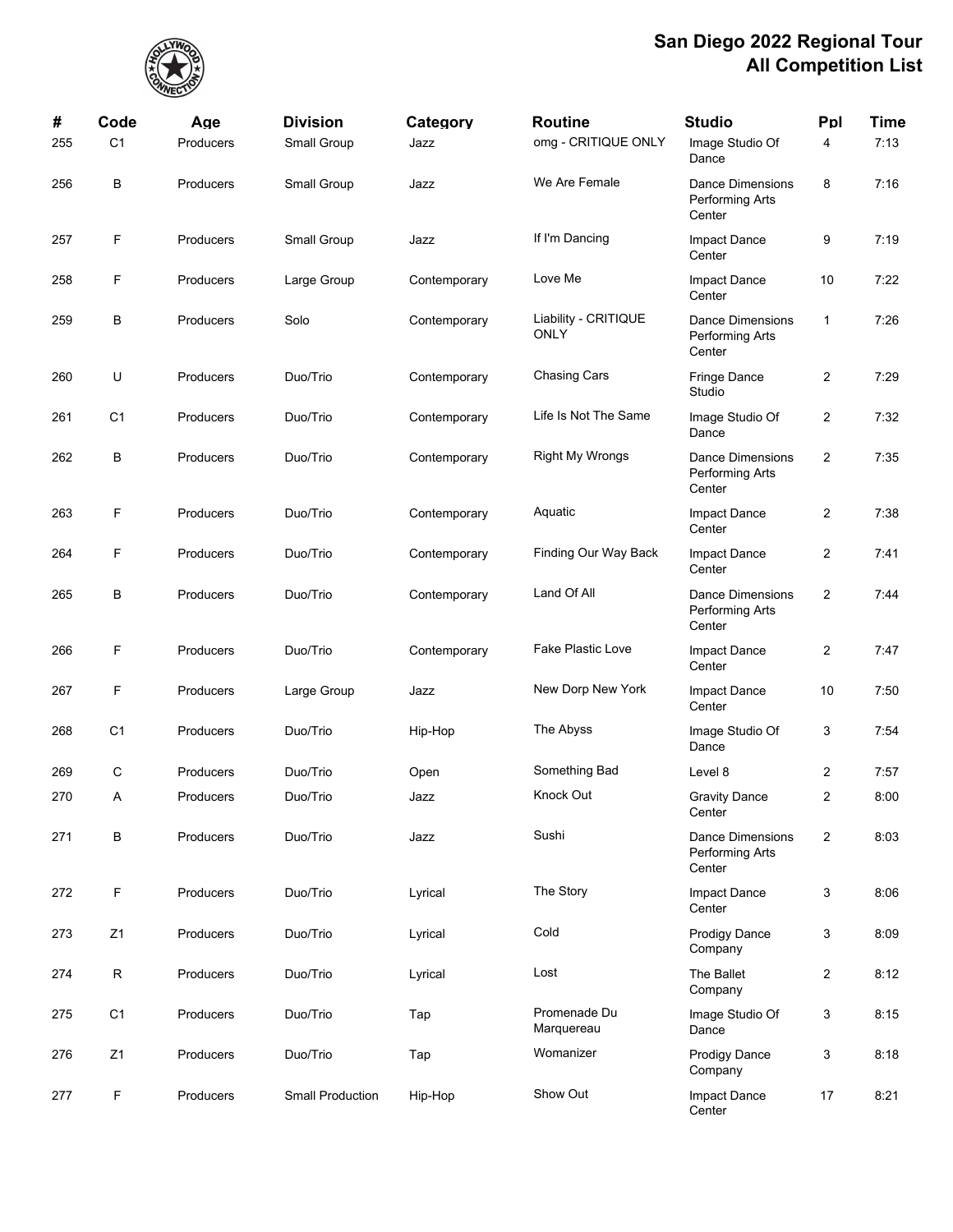# San Diego 2022 Regional Tour
## All Competition List

| # | Code | Age | Division | Category | Routine | Studio | Ppl | Time |
|---|---|---|---|---|---|---|---|---|
| 255 | C1 | Producers | Small Group | Jazz | omg - CRITIQUE ONLY | Image Studio Of Dance | 4 | 7:13 |
| 256 | B | Producers | Small Group | Jazz | We Are Female | Dance Dimensions Performing Arts Center | 8 | 7:16 |
| 257 | F | Producers | Small Group | Jazz | If I'm Dancing | Impact Dance Center | 9 | 7:19 |
| 258 | F | Producers | Large Group | Contemporary | Love Me | Impact Dance Center | 10 | 7:22 |
| 259 | B | Producers | Solo | Contemporary | Liability - CRITIQUE ONLY | Dance Dimensions Performing Arts Center | 1 | 7:26 |
| 260 | U | Producers | Duo/Trio | Contemporary | Chasing Cars | Fringe Dance Studio | 2 | 7:29 |
| 261 | C1 | Producers | Duo/Trio | Contemporary | Life Is Not The Same | Image Studio Of Dance | 2 | 7:32 |
| 262 | B | Producers | Duo/Trio | Contemporary | Right My Wrongs | Dance Dimensions Performing Arts Center | 2 | 7:35 |
| 263 | F | Producers | Duo/Trio | Contemporary | Aquatic | Impact Dance Center | 2 | 7:38 |
| 264 | F | Producers | Duo/Trio | Contemporary | Finding Our Way Back | Impact Dance Center | 2 | 7:41 |
| 265 | B | Producers | Duo/Trio | Contemporary | Land Of All | Dance Dimensions Performing Arts Center | 2 | 7:44 |
| 266 | F | Producers | Duo/Trio | Contemporary | Fake Plastic Love | Impact Dance Center | 2 | 7:47 |
| 267 | F | Producers | Large Group | Jazz | New Dorp New York | Impact Dance Center | 10 | 7:50 |
| 268 | C1 | Producers | Duo/Trio | Hip-Hop | The Abyss | Image Studio Of Dance | 3 | 7:54 |
| 269 | C | Producers | Duo/Trio | Open | Something Bad | Level 8 | 2 | 7:57 |
| 270 | A | Producers | Duo/Trio | Jazz | Knock Out | Gravity Dance Center | 2 | 8:00 |
| 271 | B | Producers | Duo/Trio | Jazz | Sushi | Dance Dimensions Performing Arts Center | 2 | 8:03 |
| 272 | F | Producers | Duo/Trio | Lyrical | The Story | Impact Dance Center | 3 | 8:06 |
| 273 | Z1 | Producers | Duo/Trio | Lyrical | Cold | Prodigy Dance Company | 3 | 8:09 |
| 274 | R | Producers | Duo/Trio | Lyrical | Lost | The Ballet Company | 2 | 8:12 |
| 275 | C1 | Producers | Duo/Trio | Tap | Promenade Du Marquereau | Image Studio Of Dance | 3 | 8:15 |
| 276 | Z1 | Producers | Duo/Trio | Tap | Womanizer | Prodigy Dance Company | 3 | 8:18 |
| 277 | F | Producers | Small Production | Hip-Hop | Show Out | Impact Dance Center | 17 | 8:21 |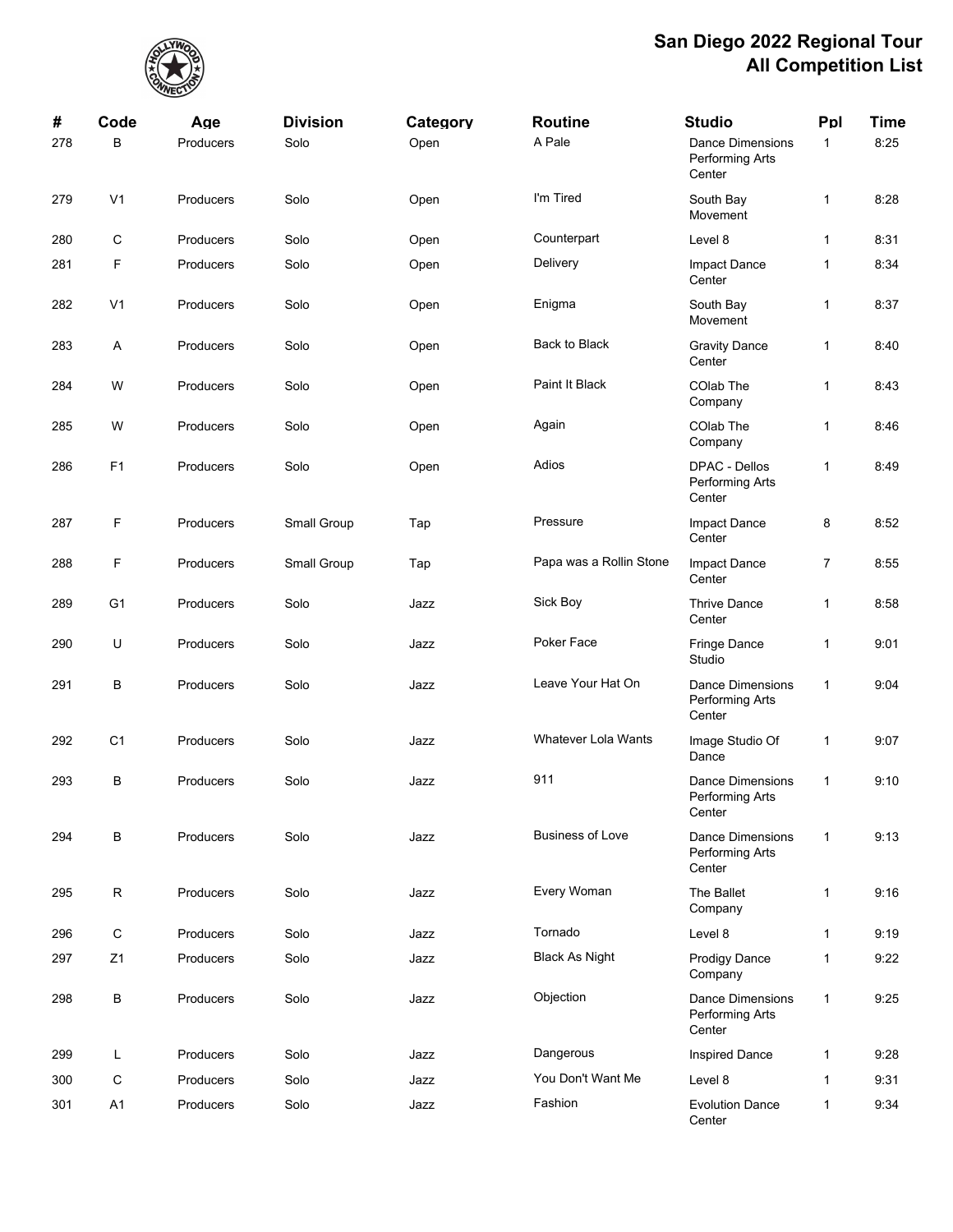# San Diego 2022 Regional Tour
# All Competition List

| # | Code | Age | Division | Category | Routine | Studio | Ppl | Time |
|---|---|---|---|---|---|---|---|---|
| 278 | B | Producers | Solo | Open | A Pale | Dance Dimensions Performing Arts Center | 1 | 8:25 |
| 279 | V1 | Producers | Solo | Open | I'm Tired | South Bay Movement | 1 | 8:28 |
| 280 | C | Producers | Solo | Open | Counterpart | Level 8 | 1 | 8:31 |
| 281 | F | Producers | Solo | Open | Delivery | Impact Dance Center | 1 | 8:34 |
| 282 | V1 | Producers | Solo | Open | Enigma | South Bay Movement | 1 | 8:37 |
| 283 | A | Producers | Solo | Open | Back to Black | Gravity Dance Center | 1 | 8:40 |
| 284 | W | Producers | Solo | Open | Paint It Black | COlab The Company | 1 | 8:43 |
| 285 | W | Producers | Solo | Open | Again | COlab The Company | 1 | 8:46 |
| 286 | F1 | Producers | Solo | Open | Adios | DPAC - Dellos Performing Arts Center | 1 | 8:49 |
| 287 | F | Producers | Small Group | Tap | Pressure | Impact Dance Center | 8 | 8:52 |
| 288 | F | Producers | Small Group | Tap | Papa was a Rollin Stone | Impact Dance Center | 7 | 8:55 |
| 289 | G1 | Producers | Solo | Jazz | Sick Boy | Thrive Dance Center | 1 | 8:58 |
| 290 | U | Producers | Solo | Jazz | Poker Face | Fringe Dance Studio | 1 | 9:01 |
| 291 | B | Producers | Solo | Jazz | Leave Your Hat On | Dance Dimensions Performing Arts Center | 1 | 9:04 |
| 292 | C1 | Producers | Solo | Jazz | Whatever Lola Wants | Image Studio Of Dance | 1 | 9:07 |
| 293 | B | Producers | Solo | Jazz | 911 | Dance Dimensions Performing Arts Center | 1 | 9:10 |
| 294 | B | Producers | Solo | Jazz | Business of Love | Dance Dimensions Performing Arts Center | 1 | 9:13 |
| 295 | R | Producers | Solo | Jazz | Every Woman | The Ballet Company | 1 | 9:16 |
| 296 | C | Producers | Solo | Jazz | Tornado | Level 8 | 1 | 9:19 |
| 297 | Z1 | Producers | Solo | Jazz | Black As Night | Prodigy Dance Company | 1 | 9:22 |
| 298 | B | Producers | Solo | Jazz | Objection | Dance Dimensions Performing Arts Center | 1 | 9:25 |
| 299 | L | Producers | Solo | Jazz | Dangerous | Inspired Dance | 1 | 9:28 |
| 300 | C | Producers | Solo | Jazz | You Don't Want Me | Level 8 | 1 | 9:31 |
| 301 | A1 | Producers | Solo | Jazz | Fashion | Evolution Dance Center | 1 | 9:34 |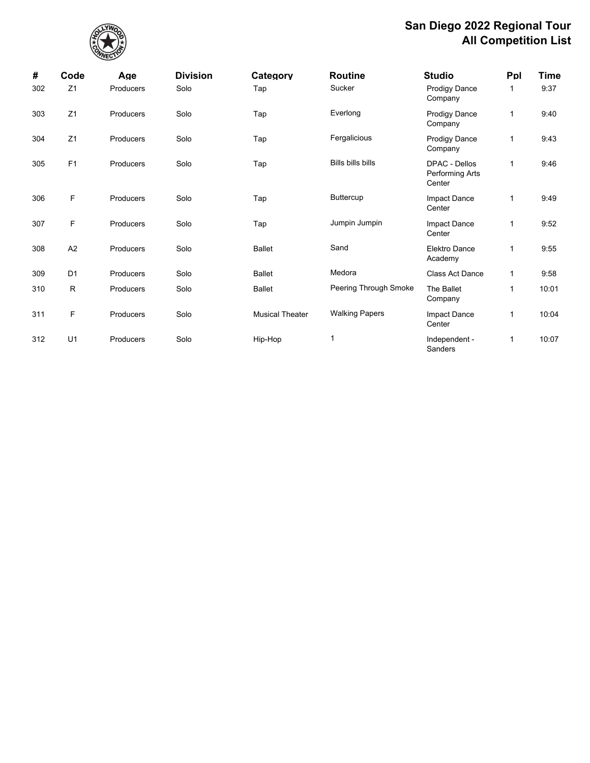# San Diego 2022 Regional Tour
# All Competition List

| # | Code | Age | Division | Category | Routine | Studio | Ppl | Time |
|---|---|---|---|---|---|---|---|---|
| 302 | Z1 | Producers | Solo | Tap | Sucker | Prodigy Dance Company | 1 | 9:37 |
| 303 | Z1 | Producers | Solo | Tap | Everlong | Prodigy Dance Company | 1 | 9:40 |
| 304 | Z1 | Producers | Solo | Tap | Fergalicious | Prodigy Dance Company | 1 | 9:43 |
| 305 | F1 | Producers | Solo | Tap | Bills bills bills | DPAC - Dellos Performing Arts Center | 1 | 9:46 |
| 306 | F | Producers | Solo | Tap | Buttercup | Impact Dance Center | 1 | 9:49 |
| 307 | F | Producers | Solo | Tap | Jumpin Jumpin | Impact Dance Center | 1 | 9:52 |
| 308 | A2 | Producers | Solo | Ballet | Sand | Elektro Dance Academy | 1 | 9:55 |
| 309 | D1 | Producers | Solo | Ballet | Medora | Class Act Dance | 1 | 9:58 |
| 310 | R | Producers | Solo | Ballet | Peering Through Smoke | The Ballet Company | 1 | 10:01 |
| 311 | F | Producers | Solo | Musical Theater | Walking Papers | Impact Dance Center | 1 | 10:04 |
| 312 | U1 | Producers | Solo | Hip-Hop | 1 | Independent - Sanders | 1 | 10:07 |